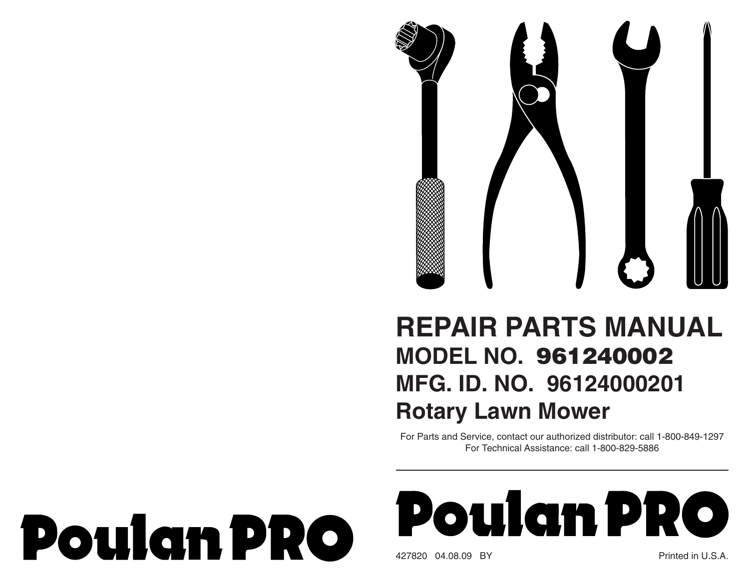Poulan PRO

# REPAIR PARTS MANUAL

## MODEL NO. 961240002

## MFG. ID. NO. 96124000201

## Rotary Lawn Mower

For Parts and Service, contact our authorized distributor: call 1-800-849-1297
For Technical Assistance: call 1-800-829-5886

---

Poulan PRO

427820 04.08.09 BY

Printed in U.S.A.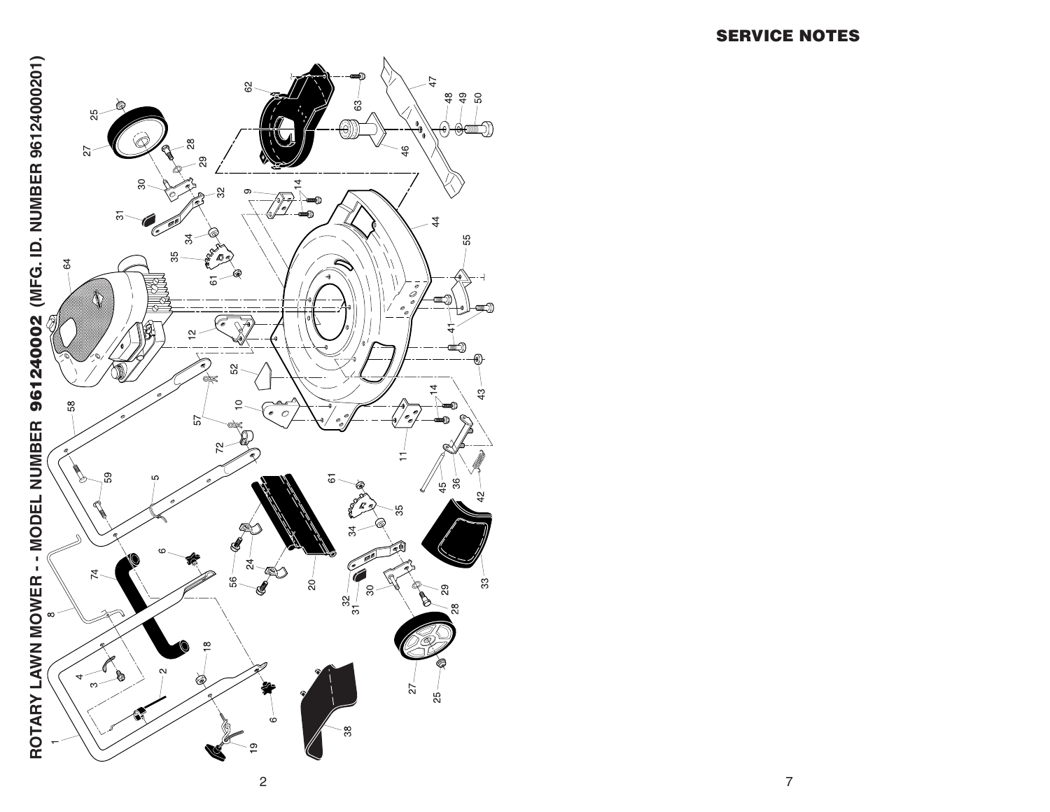# ROTARY LAWN MOWER - - MODEL NUMBER 961240002 (MFG. ID. NUMBER 96124000201)

1 2 3 4 5 6 8 9 10 11 12 14 18 19 20 24 25 27 28 29 30 31 32 33 34 35 36 38 41 42 43 44 45 46 47 48 49 50 52 55 56 57 58 59 61 62 63 64 72 74

## SERVICE NOTES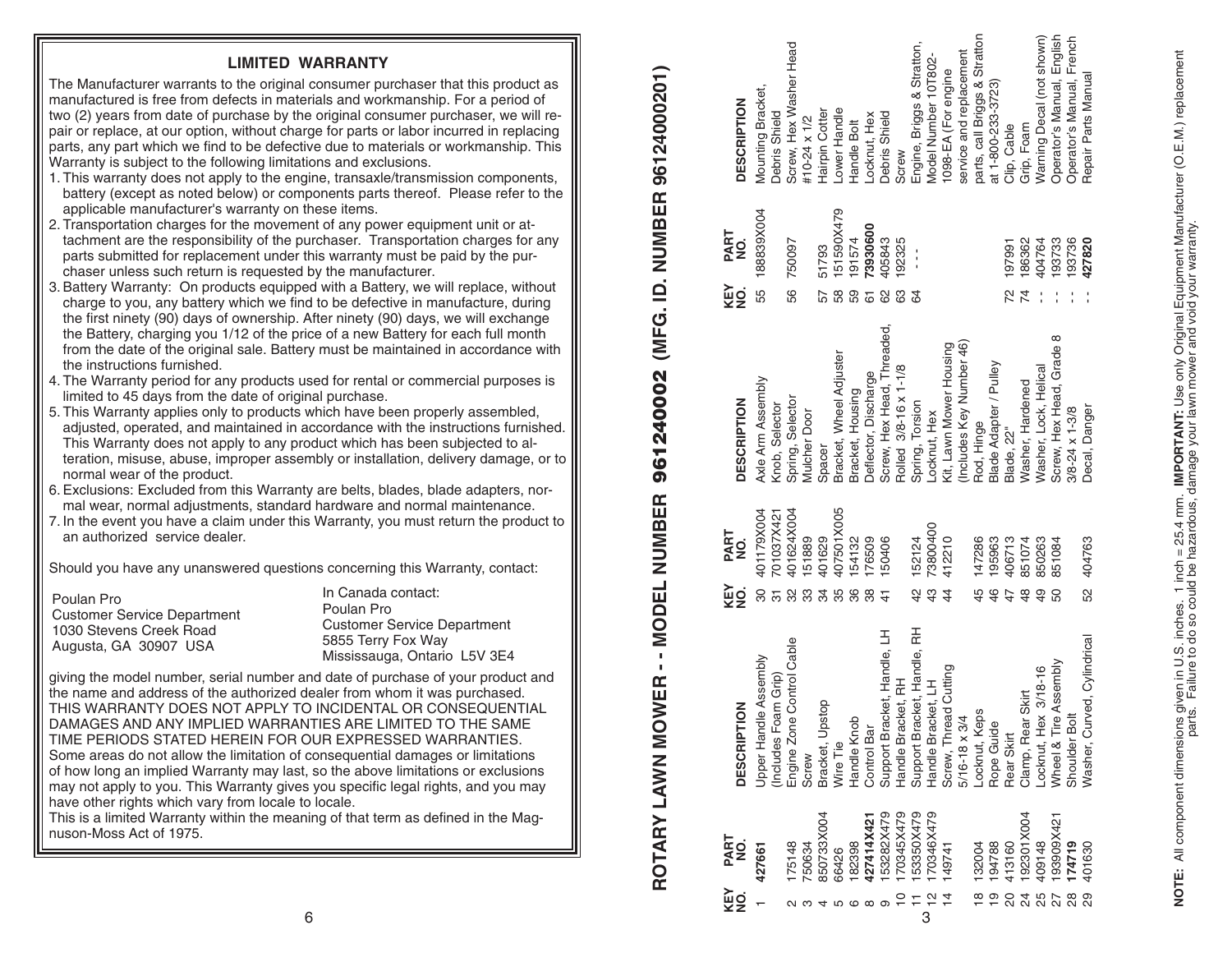## LIMITED WARRANTY

The Manufacturer warrants to the original consumer purchaser that this product as manufactured is free from defects in materials and workmanship. For a period of two (2) years from date of purchase by the original consumer purchaser, we will repair or replace, at our option, without charge for parts or labor incurred in replacing parts, any part which we find to be defective due to materials or workmanship. This Warranty is subject to the following limitations and exclusions.

1. This warranty does not apply to the engine, transaxle/transmission components, battery (except as noted below) or components parts thereof. Please refer to the applicable manufacturer's warranty on these items.
2. Transportation charges for the movement of any power equipment unit or attachment are the responsibility of the purchaser. Transportation charges for any parts submitted for replacement under this warranty must be paid by the purchaser unless such return is requested by the manufacturer.
3. Battery Warranty: On products equipped with a Battery, we will replace, without charge to you, any battery which we find to be defective in manufacture, during the first ninety (90) days of ownership. After ninety (90) days, we will exchange the Battery, charging you 1/12 of the price of a new Battery for each full month from the date of the original sale. Battery must be maintained in accordance with the instructions furnished.
4. The Warranty period for any products used for rental or commercial purposes is limited to 45 days from the date of original purchase.
5. This Warranty applies only to products which have been properly assembled, adjusted, operated, and maintained in accordance with the instructions furnished. This Warranty does not apply to any product which has been subjected to alteration, misuse, abuse, improper assembly or installation, delivery damage, or to normal wear of the product.
6. Exclusions: Excluded from this Warranty are belts, blades, blade adapters, normal wear, normal adjustments, standard hardware and normal maintenance.
7. In the event you have a claim under this Warranty, you must return the product to an authorized service dealer.

Should you have any unanswered questions concerning this Warranty, contact:

Poulan Pro
Customer Service Department
1030 Stevens Creek Road
Augusta, GA 30907 USA

In Canada contact:
Poulan Pro
Customer Service Department
5855 Terry Fox Way
Mississauga, Ontario L5V 3E4

giving the model number, serial number and date of purchase of your product and the name and address of the authorized dealer from whom it was purchased.
THIS WARRANTY DOES NOT APPLY TO INCIDENTAL OR CONSEQUENTIAL DAMAGES AND ANY IMPLIED WARRANTIES ARE LIMITED TO THE SAME TIME PERIODS STATED HEREIN FOR OUR EXPRESSED WARRANTIES.
Some areas do not allow the limitation of consequential damages or limitations of how long an implied Warranty may last, so the above limitations or exclusions may not apply to you. This Warranty gives you specific legal rights, and you may have other rights which vary from locale to locale.
This is a limited Warranty within the meaning of that term as defined in the Magnuson-Moss Act of 1975.

## ROTARY LAWN MOWER - - MODEL NUMBER 961240002 (MFG. ID. NUMBER 96124000201)

| KEY NO. | PART NO. | DESCRIPTION |
|---|---|---|
| 1 | **427661** | Upper Handle Assembly (Includes Foam Grip) |
| 2 | 175148 | Engine Zone Control Cable |
| 3 | 750634 | Screw |
| 4 | 850733X004 | Bracket, Upstop |
| 5 | 66426 | Wire Tie |
| 6 | 182398 | Handle Knob |
| 8 | **427414X421** | Control Bar |
| 9 | 153282X479 | Support Bracket, Handle, LH |
| 10 | 170345X479 | Handle Bracket, RH |
| 11 | 153350X479 | Support Bracket, Handle, RH |
| 12 | 170346X479 | Handle Bracket, LH |
| 14 | 149741 | Screw, Thread Cutting 5/16-18 x 3/4 |
| 18 | 132004 | Locknut, Keps |
| 19 | 194788 | Rope Guide |
| 20 | 413160 | Rear Skirt |
| 24 | 192301X004 | Clamp, Rear Skirt |
| 25 | 409148 | Locknut, Hex 3/18-16 |
| 27 | 193909X421 | Wheel & Tire Assembly |
| 28 | **174719** | Shoulder Bolt |
| 29 | 401630 | Washer, Curved, Cylindrical |
| 30 | 401179X004 | Axle Arm Assembly |
| 31 | 701037X421 | Knob, Selector |
| 32 | 401624X004 | Spring, Selector |
| 33 | 151889 | Mulcher Door |
| 34 | 401629 | Spacer |
| 35 | 407501X005 | Bracket, Wheel Adjuster |
| 36 | 154132 | Bracket, Housing |
| 38 | 176509 | Deflector, Discharge |
| 41 | 150406 | Screw, Hex Head, Threaded, Rolled 3/8-16 x 1-1/8 |
| 42 | 152124 | Spring, Torsion |
| 43 | 73800400 | Locknut, Hex |
| 44 | 412210 | Kit, Lawn Mower Housing (Includes Key Number 46) |
| 45 | 147286 | Rod, Hinge |
| 46 | 195963 | Blade Adapter / Pulley |
| 47 | 406713 | Blade, 22" |
| 48 | 851074 | Washer, Hardened |
| 49 | 850263 | Washer, Lock, Helical |
| 50 | 851084 | Screw, Hex Head, Grade 8 3/8-24 x 1-3/8 |
| 52 | 404763 | Decal, Danger |
| 55 | 188839X004 | Mounting Bracket, Debris Shield |
| 56 | 750097 | Screw, Hex Washer Head #10-24 x 1/2 |
| 57 | 51793 | Hairpin Cotter |
| 58 | 151590X479 | Lower Handle |
| 59 | 191574 | Handle Bolt |
| 61 | **73930600** | Locknut, Hex |
| 62 | 405843 | Debris Shield |
| 63 | 192325 | Screw |
| 64 | - - - | Engine, Briggs & Stratton, Model Number 10T802-1098-EA (For engine service and replacement parts, call Briggs & Stratton at 1-800-233-3723) |
| 72 | 197991 | Clip, Cable |
| 74 | 186362 | Grip, Foam |
| - - | 404764 | Warning Decal (not shown) |
| - - | 193733 | Operator's Manual, English |
| - - | 193736 | Operator's Manual, French |
| - - | **427820** | Repair Parts Manual |

**NOTE:** All component dimensions given in U.S. inches. 1 inch = 25.4 mm. **IMPORTANT:** Use only Original Equipment Manufacturer (O.E.M.) replacement parts. Failure to do so could be hazardous, damage your lawn mower and void your warranty.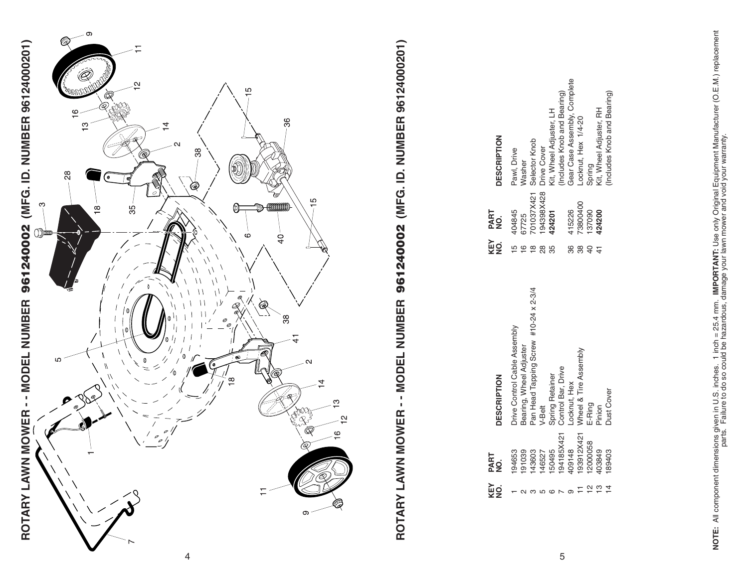# ROTARY LAWN MOWER - - MODEL NUMBER 961240002 (MFG. ID. NUMBER 961240000201)

9
11
12
16
13
14
2
28
3
18
35
38
15
36
5
1
7
18
41
38
6
40
15
2
14
13
12
16
11
9

# ROTARY LAWN MOWER - - MODEL NUMBER 961240002 (MFG. ID. NUMBER 961240000201)

| KEY NO. | PART NO. | DESCRIPTION |
|---|---|---|
| 1 | 194653 | Drive Control Cable Assembly |
| 2 | 191039 | Bearing, Wheel Adjuster |
| 3 | 143603 | Pan Head Tapping Screw #10-24 x 2-3/4 |
| 5 | 146527 | V-Belt |
| 6 | 150495 | Spring Retainer |
| 7 | 194185X421 | Control Bar, Drive |
| 9 | 409148 | Locknut, Hex |
| 11 | 193912X421 | Wheel & Tire Assembly |
| 12 | 12000058 | E-Ring |
| 13 | 403849 | Pinion |
| 14 | 189403 | Dust Cover |
| 15 | 404845 | Pawl, Drive |
| 16 | 67725 | Washer |
| 18 | 701037X421 | Selector Knob |
| 28 | 194398X428 | Drive Cover |
| 35 | **424201** | Kit, Wheel Adjuster, LH (Includes Knob and Bearing) |
| 36 | 415226 | Gear Case Assembly, Complete |
| 38 | 73800400 | Locknut, Hex 1/4-20 |
| 40 | 137090 | Spring |
| 41 | **424200** | Kit, Wheel Adjuster, RH (Includes Knob and Bearing) |

**NOTE:** All component dimensions given in U.S. inches. 1 inch = 25.4 mm. **IMPORTANT:** Use only Original Equipment Manufacturer (O.E.M.) replacement parts. Failure to do so could be hazardous, damage your lawn mower and void your warranty.